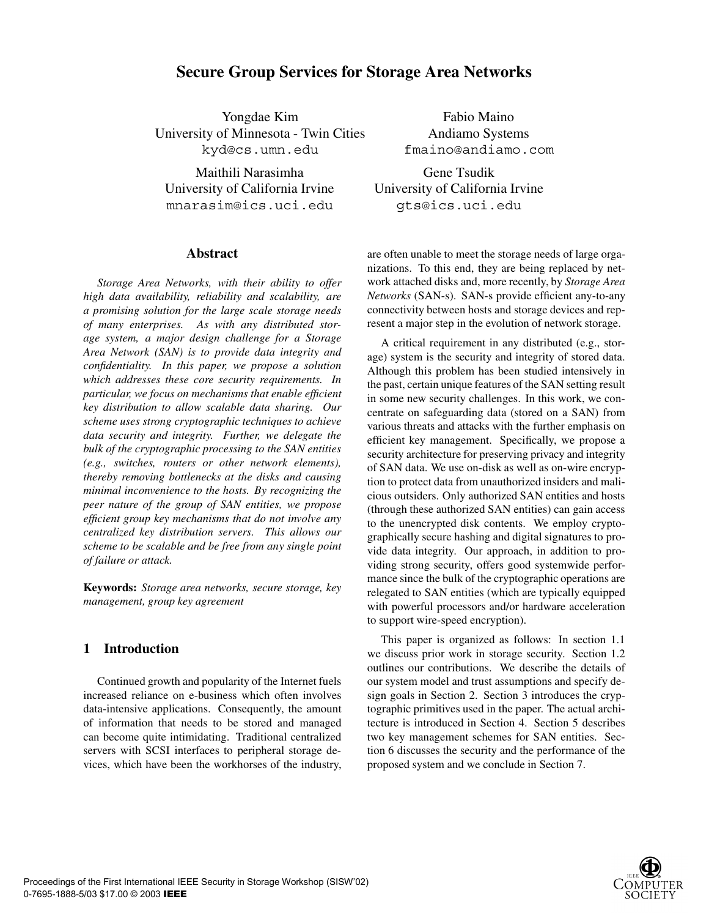# Secure Group Services for Storage Area Networks

Yongdae Kim
University of Minnesota - Twin Cities
kyd@cs.umn.edu

Fabio Maino
Andiamo Systems
fmaino@andiamo.com

Maithili Narasimha
University of California Irvine
mnarasim@ics.uci.edu

Gene Tsudik
University of California Irvine
gts@ics.uci.edu

## Abstract

*Storage Area Networks, with their ability to offer high data availability, reliability and scalability, are a promising solution for the large scale storage needs of many enterprises. As with any distributed storage system, a major design challenge for a Storage Area Network (SAN) is to provide data integrity and confidentiality. In this paper, we propose a solution which addresses these core security requirements. In particular, we focus on mechanisms that enable efficient key distribution to allow scalable data sharing. Our scheme uses strong cryptographic techniques to achieve data security and integrity. Further, we delegate the bulk of the cryptographic processing to the SAN entities (e.g., switches, routers or other network elements), thereby removing bottlenecks at the disks and causing minimal inconvenience to the hosts. By recognizing the peer nature of the group of SAN entities, we propose efficient group key mechanisms that do not involve any centralized key distribution servers. This allows our scheme to be scalable and be free from any single point of failure or attack.*

**Keywords:** *Storage area networks, secure storage, key management, group key agreement*

## 1 Introduction

Continued growth and popularity of the Internet fuels increased reliance on e-business which often involves data-intensive applications. Consequently, the amount of information that needs to be stored and managed can become quite intimidating. Traditional centralized servers with SCSI interfaces to peripheral storage devices, which have been the workhorses of the industry, are often unable to meet the storage needs of large organizations. To this end, they are being replaced by network attached disks and, more recently, by *Storage Area Networks* (SAN-s). SAN-s provide efficient any-to-any connectivity between hosts and storage devices and represent a major step in the evolution of network storage.

A critical requirement in any distributed (e.g., storage) system is the security and integrity of stored data. Although this problem has been studied intensively in the past, certain unique features of the SAN setting result in some new security challenges. In this work, we concentrate on safeguarding data (stored on a SAN) from various threats and attacks with the further emphasis on efficient key management. Specifically, we propose a security architecture for preserving privacy and integrity of SAN data. We use on-disk as well as on-wire encryption to protect data from unauthorized insiders and malicious outsiders. Only authorized SAN entities and hosts (through these authorized SAN entities) can gain access to the unencrypted disk contents. We employ cryptographically secure hashing and digital signatures to provide data integrity. Our approach, in addition to providing strong security, offers good systemwide performance since the bulk of the cryptographic operations are relegated to SAN entities (which are typically equipped with powerful processors and/or hardware acceleration to support wire-speed encryption).

This paper is organized as follows: In section 1.1 we discuss prior work in storage security. Section 1.2 outlines our contributions. We describe the details of our system model and trust assumptions and specify design goals in Section 2. Section 3 introduces the cryptographic primitives used in the paper. The actual architecture is introduced in Section 4. Section 5 describes two key management schemes for SAN entities. Section 6 discusses the security and the performance of the proposed system and we conclude in Section 7.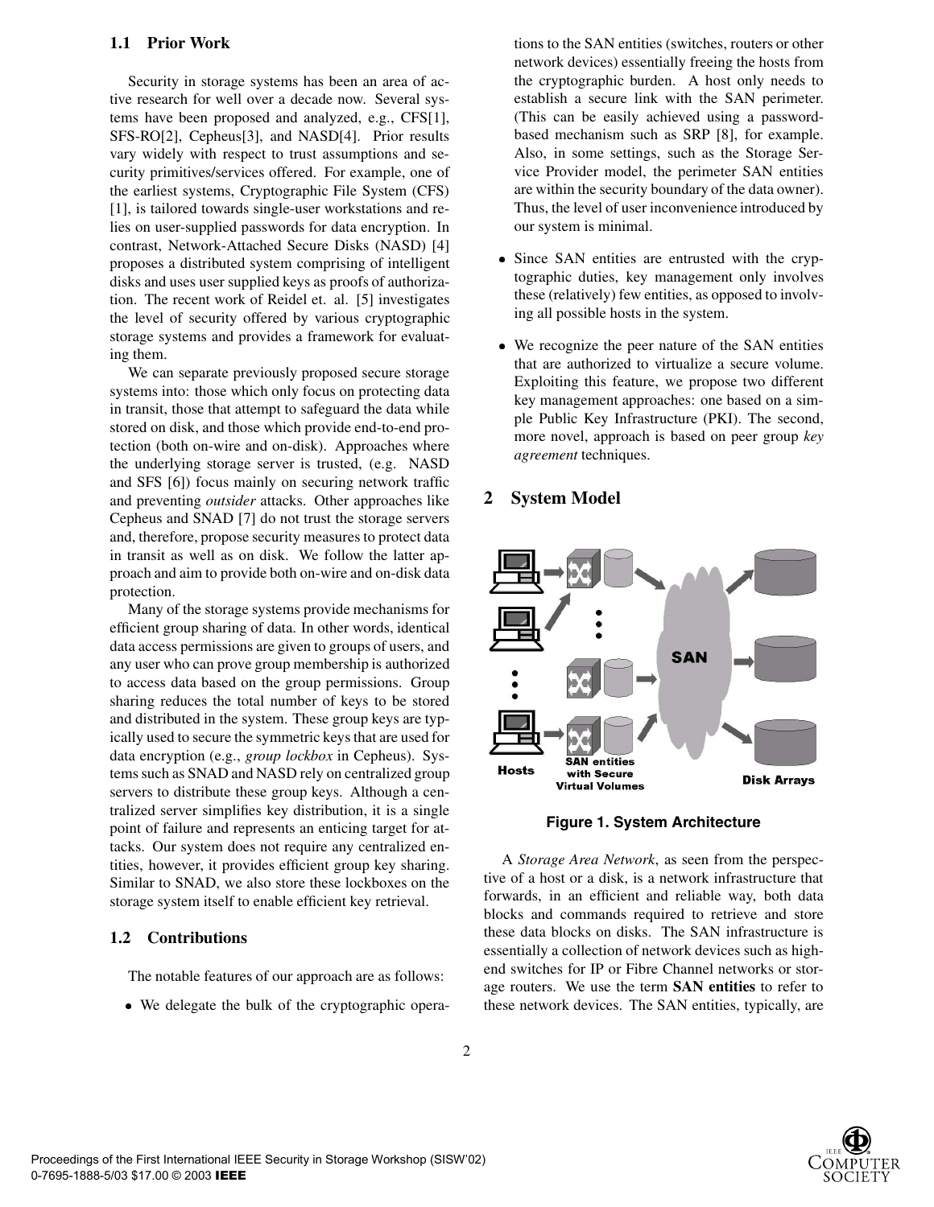### 1.1 Prior Work

Security in storage systems has been an area of active research for well over a decade now. Several systems have been proposed and analyzed, e.g., CFS[1], SFS-RO[2], Cepheus[3], and NASD[4]. Prior results vary widely with respect to trust assumptions and security primitives/services offered. For example, one of the earliest systems, Cryptographic File System (CFS) [1], is tailored towards single-user workstations and relies on user-supplied passwords for data encryption. In contrast, Network-Attached Secure Disks (NASD) [4] proposes a distributed system comprising of intelligent disks and uses user supplied keys as proofs of authorization. The recent work of Reidel et. al. [5] investigates the level of security offered by various cryptographic storage systems and provides a framework for evaluating them.

We can separate previously proposed secure storage systems into: those which only focus on protecting data in transit, those that attempt to safeguard the data while stored on disk, and those which provide end-to-end protection (both on-wire and on-disk). Approaches where the underlying storage server is trusted, (e.g. NASD and SFS [6]) focus mainly on securing network traffic and preventing *outsider* attacks. Other approaches like Cepheus and SNAD [7] do not trust the storage servers and, therefore, propose security measures to protect data in transit as well as on disk. We follow the latter approach and aim to provide both on-wire and on-disk data protection.

Many of the storage systems provide mechanisms for efficient group sharing of data. In other words, identical data access permissions are given to groups of users, and any user who can prove group membership is authorized to access data based on the group permissions. Group sharing reduces the total number of keys to be stored and distributed in the system. These group keys are typically used to secure the symmetric keys that are used for data encryption (e.g., *group lockbox* in Cepheus). Systems such as SNAD and NASD rely on centralized group servers to distribute these group keys. Although a centralized server simplifies key distribution, it is a single point of failure and represents an enticing target for attacks. Our system does not require any centralized entities, however, it provides efficient group key sharing. Similar to SNAD, we also store these lockboxes on the storage system itself to enable efficient key retrieval.

### 1.2 Contributions

The notable features of our approach are as follows:

- We delegate the bulk of the cryptographic operations to the SAN entities (switches, routers or other network devices) essentially freeing the hosts from the cryptographic burden. A host only needs to establish a secure link with the SAN perimeter. (This can be easily achieved using a password-based mechanism such as SRP [8], for example. Also, in some settings, such as the Storage Service Provider model, the perimeter SAN entities are within the security boundary of the data owner). Thus, the level of user inconvenience introduced by our system is minimal.
- Since SAN entities are entrusted with the cryptographic duties, key management only involves these (relatively) few entities, as opposed to involving all possible hosts in the system.
- We recognize the peer nature of the SAN entities that are authorized to virtualize a secure volume. Exploiting this feature, we propose two different key management approaches: one based on a simple Public Key Infrastructure (PKI). The second, more novel, approach is based on peer group *key agreement* techniques.

## 2 System Model

Hosts

SAN entities with Secure Virtual Volumes

SAN

Disk Arrays

**Figure 1. System Architecture**

A *Storage Area Network*, as seen from the perspective of a host or a disk, is a network infrastructure that forwards, in an efficient and reliable way, both data blocks and commands required to retrieve and store these data blocks on disks. The SAN infrastructure is essentially a collection of network devices such as high-end switches for IP or Fibre Channel networks or storage routers. We use the term **SAN entities** to refer to these network devices. The SAN entities, typically, are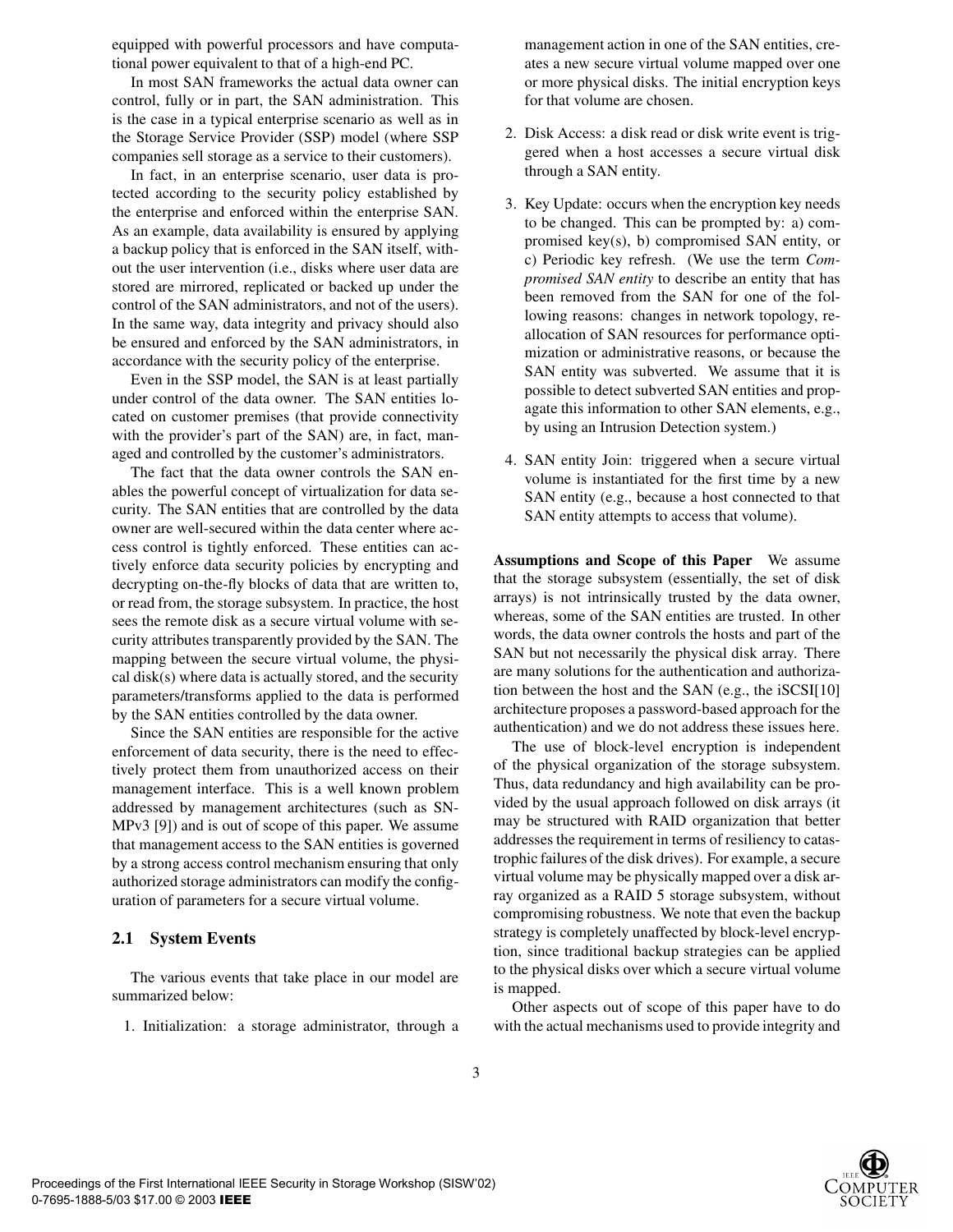equipped with powerful processors and have computational power equivalent to that of a high-end PC.

In most SAN frameworks the actual data owner can control, fully or in part, the SAN administration. This is the case in a typical enterprise scenario as well as in the Storage Service Provider (SSP) model (where SSP companies sell storage as a service to their customers).

In fact, in an enterprise scenario, user data is protected according to the security policy established by the enterprise and enforced within the enterprise SAN. As an example, data availability is ensured by applying a backup policy that is enforced in the SAN itself, without the user intervention (i.e., disks where user data are stored are mirrored, replicated or backed up under the control of the SAN administrators, and not of the users). In the same way, data integrity and privacy should also be ensured and enforced by the SAN administrators, in accordance with the security policy of the enterprise.

Even in the SSP model, the SAN is at least partially under control of the data owner. The SAN entities located on customer premises (that provide connectivity with the provider's part of the SAN) are, in fact, managed and controlled by the customer's administrators.

The fact that the data owner controls the SAN enables the powerful concept of virtualization for data security. The SAN entities that are controlled by the data owner are well-secured within the data center where access control is tightly enforced. These entities can actively enforce data security policies by encrypting and decrypting on-the-fly blocks of data that are written to, or read from, the storage subsystem. In practice, the host sees the remote disk as a secure virtual volume with security attributes transparently provided by the SAN. The mapping between the secure virtual volume, the physical disk(s) where data is actually stored, and the security parameters/transforms applied to the data is performed by the SAN entities controlled by the data owner.

Since the SAN entities are responsible for the active enforcement of data security, there is the need to effectively protect them from unauthorized access on their management interface. This is a well known problem addressed by management architectures (such as SNMPv3 [9]) and is out of scope of this paper. We assume that management access to the SAN entities is governed by a strong access control mechanism ensuring that only authorized storage administrators can modify the configuration of parameters for a secure virtual volume.

### 2.1 System Events

The various events that take place in our model are summarized below:

1. Initialization: a storage administrator, through a management action in one of the SAN entities, creates a new secure virtual volume mapped over one or more physical disks. The initial encryption keys for that volume are chosen.
2. Disk Access: a disk read or disk write event is triggered when a host accesses a secure virtual disk through a SAN entity.
3. Key Update: occurs when the encryption key needs to be changed. This can be prompted by: a) compromised key(s), b) compromised SAN entity, or c) Periodic key refresh. (We use the term *Compromised SAN entity* to describe an entity that has been removed from the SAN for one of the following reasons: changes in network topology, reallocation of SAN resources for performance optimization or administrative reasons, or because the SAN entity was subverted. We assume that it is possible to detect subverted SAN entities and propagate this information to other SAN elements, e.g., by using an Intrusion Detection system.)
4. SAN entity Join: triggered when a secure virtual volume is instantiated for the first time by a new SAN entity (e.g., because a host connected to that SAN entity attempts to access that volume).

**Assumptions and Scope of this Paper** We assume that the storage subsystem (essentially, the set of disk arrays) is not intrinsically trusted by the data owner, whereas, some of the SAN entities are trusted. In other words, the data owner controls the hosts and part of the SAN but not necessarily the physical disk array. There are many solutions for the authentication and authorization between the host and the SAN (e.g., the iSCSI[10] architecture proposes a password-based approach for the authentication) and we do not address these issues here.

The use of block-level encryption is independent of the physical organization of the storage subsystem. Thus, data redundancy and high availability can be provided by the usual approach followed on disk arrays (it may be structured with RAID organization that better addresses the requirement in terms of resiliency to catastrophic failures of the disk drives). For example, a secure virtual volume may be physically mapped over a disk array organized as a RAID 5 storage subsystem, without compromising robustness. We note that even the backup strategy is completely unaffected by block-level encryption, since traditional backup strategies can be applied to the physical disks over which a secure virtual volume is mapped.

Other aspects out of scope of this paper have to do with the actual mechanisms used to provide integrity and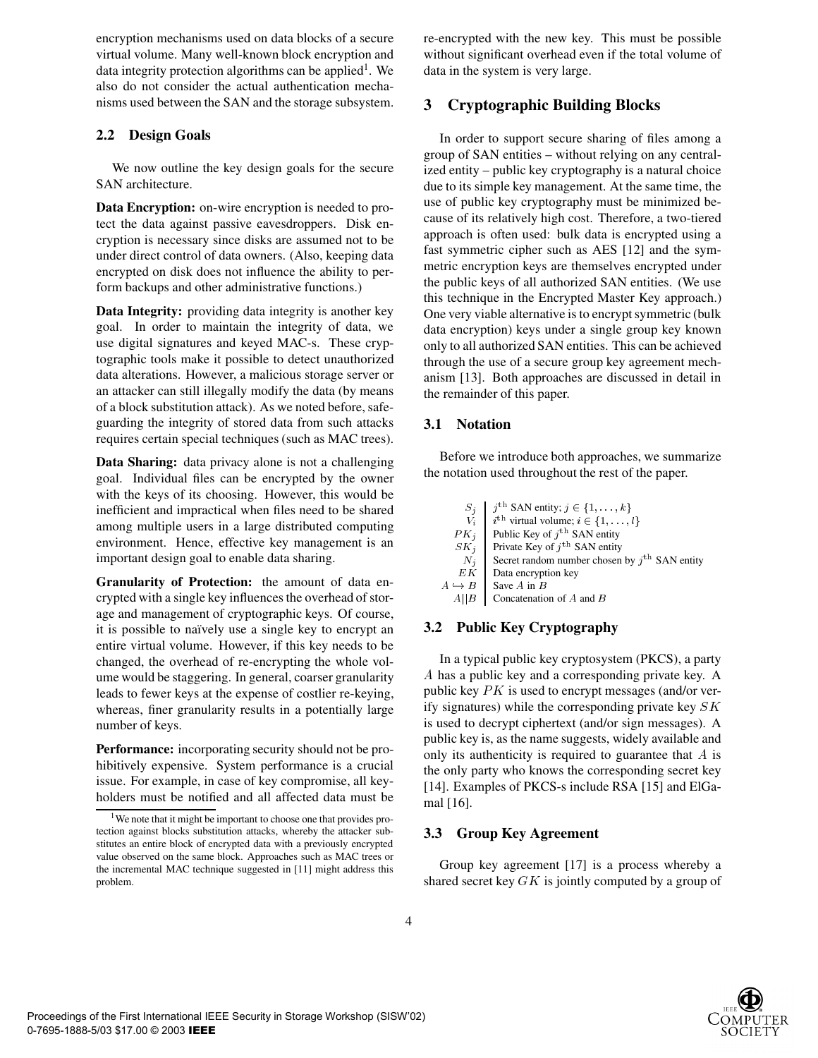encryption mechanisms used on data blocks of a secure virtual volume. Many well-known block encryption and data integrity protection algorithms can be applied[1]. We also do not consider the actual authentication mechanisms used between the SAN and the storage subsystem.

### 2.2 Design Goals

We now outline the key design goals for the secure SAN architecture.

**Data Encryption:** on-wire encryption is needed to protect the data against passive eavesdroppers. Disk encryption is necessary since disks are assumed not to be under direct control of data owners. (Also, keeping data encrypted on disk does not influence the ability to perform backups and other administrative functions.)

**Data Integrity:** providing data integrity is another key goal. In order to maintain the integrity of data, we use digital signatures and keyed MAC-s. These cryptographic tools make it possible to detect unauthorized data alterations. However, a malicious storage server or an attacker can still illegally modify the data (by means of a block substitution attack). As we noted before, safeguarding the integrity of stored data from such attacks requires certain special techniques (such as MAC trees).

**Data Sharing:** data privacy alone is not a challenging goal. Individual files can be encrypted by the owner with the keys of its choosing. However, this would be inefficient and impractical when files need to be shared among multiple users in a large distributed computing environment. Hence, effective key management is an important design goal to enable data sharing.

**Granularity of Protection:** the amount of data encrypted with a single key influences the overhead of storage and management of cryptographic keys. Of course, it is possible to naïvely use a single key to encrypt an entire virtual volume. However, if this key needs to be changed, the overhead of re-encrypting the whole volume would be staggering. In general, coarser granularity leads to fewer keys at the expense of costlier re-keying, whereas, finer granularity results in a potentially large number of keys.

**Performance:** incorporating security should not be prohibitively expensive. System performance is a crucial issue. For example, in case of key compromise, all keyholders must be notified and all affected data must be re-encrypted with the new key. This must be possible without significant overhead even if the total volume of data in the system is very large.

[1] We note that it might be important to choose one that provides protection against blocks substitution attacks, whereby the attacker substitutes an entire block of encrypted data with a previously encrypted value observed on the same block. Approaches such as MAC trees or the incremental MAC technique suggested in [11] might address this problem.

## 3 Cryptographic Building Blocks

In order to support secure sharing of files among a group of SAN entities – without relying on any centralized entity – public key cryptography is a natural choice due to its simple key management. At the same time, the use of public key cryptography must be minimized because of its relatively high cost. Therefore, a two-tiered approach is often used: bulk data is encrypted using a fast symmetric cipher such as AES [12] and the symmetric encryption keys are themselves encrypted under the public keys of all authorized SAN entities. (We use this technique in the Encrypted Master Key approach.) One very viable alternative is to encrypt symmetric (bulk data encryption) keys under a single group key known only to all authorized SAN entities. This can be achieved through the use of a secure group key agreement mechanism [13]. Both approaches are discussed in detail in the remainder of this paper.

### 3.1 Notation

Before we introduce both approaches, we summarize the notation used throughout the rest of the paper.

| | |
|---|---|
| $S_j$ | $j^{\text{th}}$ SAN entity; $j \in \{1, \ldots, k\}$ |
| $V_i$ | $i^{\text{th}}$ virtual volume; $i \in \{1, \ldots, l\}$ |
| $PK_j$ | Public Key of $j^{\text{th}}$ SAN entity |
| $SK_j$ | Private Key of $j^{\text{th}}$ SAN entity |
| $N_j$ | Secret random number chosen by $j^{\text{th}}$ SAN entity |
| $EK$ | Data encryption key |
| $A \hookrightarrow B$ | Save $A$ in $B$ |
| $A\|\|B$ | Concatenation of $A$ and $B$ |

### 3.2 Public Key Cryptography

In a typical public key cryptosystem (PKCS), a party $A$ has a public key and a corresponding private key. A public key $PK$ is used to encrypt messages (and/or verify signatures) while the corresponding private key $SK$ is used to decrypt ciphertext (and/or sign messages). A public key is, as the name suggests, widely available and only its authenticity is required to guarantee that $A$ is the only party who knows the corresponding secret key [14]. Examples of PKCS-s include RSA [15] and ElGamal [16].

### 3.3 Group Key Agreement

Group key agreement [17] is a process whereby a shared secret key $GK$ is jointly computed by a group of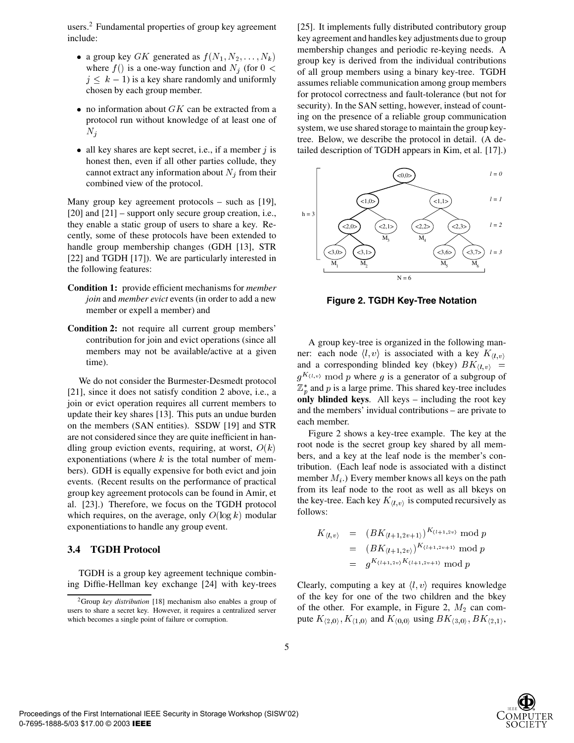users.[2] Fundamental properties of group key agreement include:

- a group key $GK$ generated as $f(N_1, N_2, \ldots, N_k)$ where $f()$ is a one-way function and $N_j$ (for $0 < j \leq k-1$) is a key share randomly and uniformly chosen by each group member.
- no information about $GK$ can be extracted from a protocol run without knowledge of at least one of $N_j$
- all key shares are kept secret, i.e., if a member $j$ is honest then, even if all other parties collude, they cannot extract any information about $N_j$ from their combined view of the protocol.

Many group key agreement protocols – such as [19], [20] and [21] – support only secure group creation, i.e., they enable a static group of users to share a key. Recently, some of these protocols have been extended to handle group membership changes (GDH [13], STR [22] and TGDH [17]). We are particularly interested in the following features:

**Condition 1:** provide efficient mechanisms for *member join* and *member evict* events (in order to add a new member or expell a member) and

**Condition 2:** not require all current group members' contribution for join and evict operations (since all members may not be available/active at a given time).

We do not consider the Burmester-Desmedt protocol [21], since it does not satisfy condition 2 above, i.e., a join or evict operation requires all current members to update their key shares [13]. This puts an undue burden on the members (SAN entities). SSDW [19] and STR are not considered since they are quite inefficient in handling group eviction events, requiring, at worst, $O(k)$ exponentiations (where $k$ is the total number of members). GDH is equally expensive for both evict and join events. (Recent results on the performance of practical group key agreement protocols can be found in Amir, et al. [23].) Therefore, we focus on the TGDH protocol which requires, on the average, only $O(\log k)$ modular exponentiations to handle any group event.

### 3.4 TGDH Protocol

TGDH is a group key agreement technique combining Diffie-Hellman key exchange [24] with key-trees [25]. It implements fully distributed contributory group key agreement and handles key adjustments due to group membership changes and periodic re-keying needs. A group key is derived from the individual contributions of all group members using a binary key-tree. TGDH assumes reliable communication among group members for protocol correctness and fault-tolerance (but not for security). In the SAN setting, however, instead of counting on the presence of a reliable group communication system, we use shared storage to maintain the group key-tree. Below, we describe the protocol in detail. (A detailed description of TGDH appears in Kim, et al. [17].)

**Figure 2. TGDH Key-Tree Notation**

A group key-tree is organized in the following manner: each node $\langle l, v \rangle$ is associated with a key $K_{\langle l,v \rangle}$ and a corresponding blinded key (bkey) $BK_{\langle l,v \rangle} = g^{K_{\langle l,v \rangle}} \bmod p$ where $g$ is a generator of a subgroup of $\mathbb{Z}_p^*$ and $p$ is a large prime. This shared key-tree includes **only blinded keys**. All keys – including the root key and the members' invidual contributions – are private to each member.

Figure 2 shows a key-tree example. The key at the root node is the secret group key shared by all members, and a key at the leaf node is the member's contribution. (Each leaf node is associated with a distinct member $M_i$.) Every member knows all keys on the path from its leaf node to the root as well as all bkeys on the key-tree. Each key $K_{\langle l,v \rangle}$ is computed recursively as follows:

$$
\begin{aligned}
K_{\langle l,v \rangle} &= (BK_{\langle l+1, 2v+1 \rangle})^{K_{\langle l+1, 2v \rangle}} \bmod p \\
&= (BK_{\langle l+1, 2v \rangle})^{K_{\langle l+1, 2v+1 \rangle}} \bmod p \\
&= g^{K_{\langle l+1, 2v \rangle} K_{\langle l+1, 2v+1 \rangle}} \bmod p
\end{aligned}
$$

Clearly, computing a key at $\langle l, v \rangle$ requires knowledge of the key for one of the two children and the bkey of the other. For example, in Figure 2, $M_2$ can compute $K_{\langle 2,0 \rangle}, K_{\langle 1,0 \rangle}$ and $K_{\langle 0,0 \rangle}$ using $BK_{\langle 3,0 \rangle}, BK_{\langle 2,1 \rangle}$,

[2] Group *key distribution* [18] mechanism also enables a group of users to share a secret key. However, it requires a centralized server which becomes a single point of failure or corruption.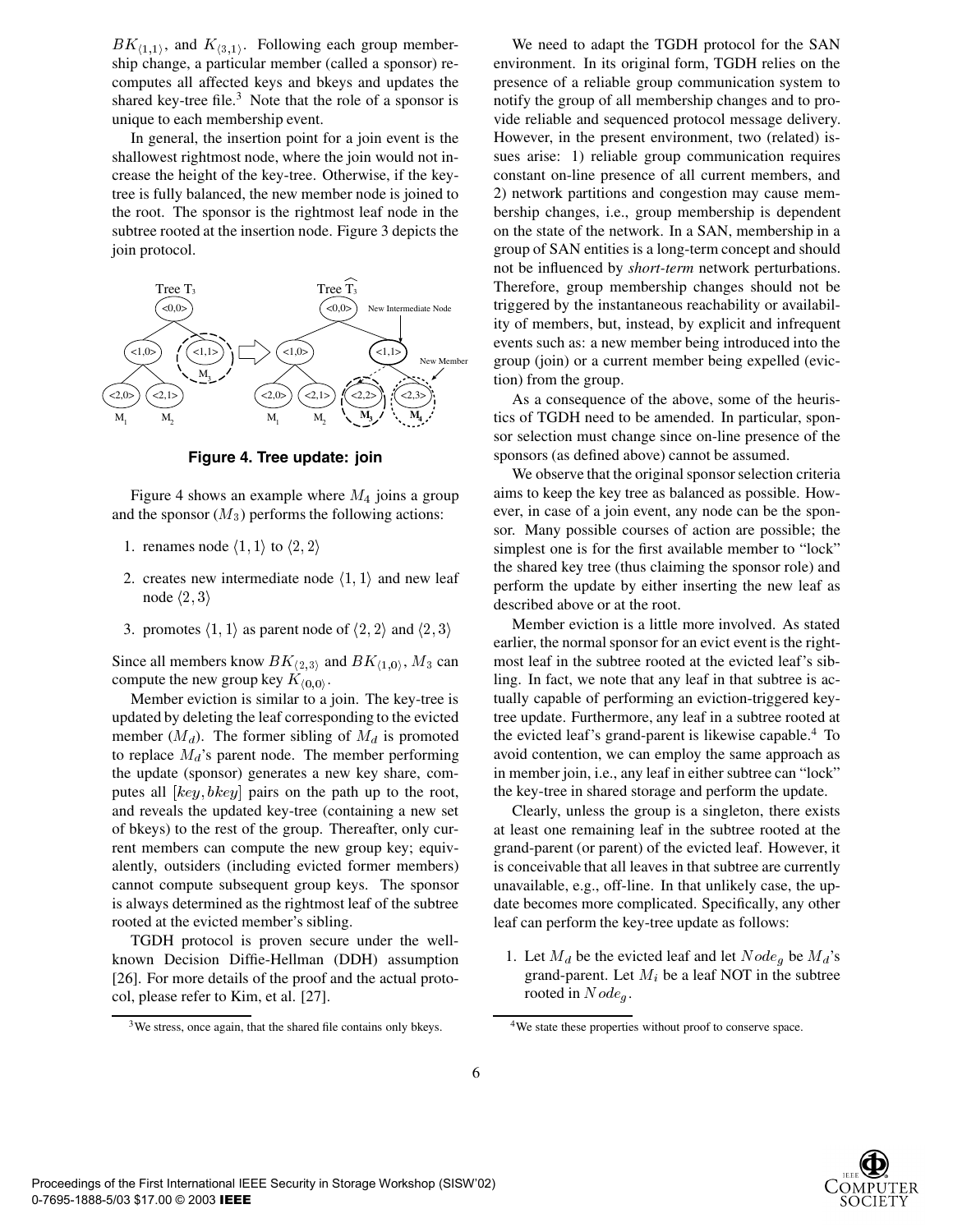$BK_{\langle 1,1\rangle}$, and $K_{\langle 3,1\rangle}$. Following each group membership change, a particular member (called a sponsor) recomputes all affected keys and bkeys and updates the shared key-tree file.[3] Note that the role of a sponsor is unique to each membership event.

In general, the insertion point for a join event is the shallowest rightmost node, where the join would not increase the height of the key-tree. Otherwise, if the key-tree is fully balanced, the new member node is joined to the root. The sponsor is the rightmost leaf node in the subtree rooted at the insertion node. Figure 3 depicts the join protocol.

Tree $T_3$

<0,0>

<1,0>

<1,1>

$M_3$

<2,0>

<2,1>

$M_1$

$M_2$

Tree $\widehat{T}_3$

<0,0>

New Intermediate Node

<1,0>

<1,1>

New Member

<2,0>

<2,1>

<2,2>

<2,3>

$M_1$

$M_2$

$M_3$

$M_4$

**Figure 4. Tree update: join**

Figure 4 shows an example where $M_4$ joins a group and the sponsor ($M_3$) performs the following actions:

1. renames node $\langle 1,1\rangle$ to $\langle 2,2\rangle$
2. creates new intermediate node $\langle 1,1\rangle$ and new leaf node $\langle 2,3\rangle$
3. promotes $\langle 1,1\rangle$ as parent node of $\langle 2,2\rangle$ and $\langle 2,3\rangle$

Since all members know $BK_{\langle 2,3\rangle}$ and $BK_{\langle 1,0\rangle}$, $M_3$ can compute the new group key $K_{\langle 0,0\rangle}$.

Member eviction is similar to a join. The key-tree is updated by deleting the leaf corresponding to the evicted member ($M_d$). The former sibling of $M_d$ is promoted to replace $M_d$'s parent node. The member performing the update (sponsor) generates a new key share, computes all $[key, bkey]$ pairs on the path up to the root, and reveals the updated key-tree (containing a new set of bkeys) to the rest of the group. Thereafter, only current members can compute the new group key; equivalently, outsiders (including evicted former members) cannot compute subsequent group keys. The sponsor is always determined as the rightmost leaf of the subtree rooted at the evicted member's sibling.

TGDH protocol is proven secure under the well-known Decision Diffie-Hellman (DDH) assumption [26]. For more details of the proof and the actual protocol, please refer to Kim, et al. [27].

[3] We stress, once again, that the shared file contains only bkeys.

We need to adapt the TGDH protocol for the SAN environment. In its original form, TGDH relies on the presence of a reliable group communication system to notify the group of all membership changes and to provide reliable and sequenced protocol message delivery. However, in the present environment, two (related) issues arise: 1) reliable group communication requires constant on-line presence of all current members, and 2) network partitions and congestion may cause membership changes, i.e., group membership is dependent on the state of the network. In a SAN, membership in a group of SAN entities is a long-term concept and should not be influenced by *short-term* network perturbations. Therefore, group membership changes should not be triggered by the instantaneous reachability or availability of members, but, instead, by explicit and infrequent events such as: a new member being introduced into the group (join) or a current member being expelled (eviction) from the group.

As a consequence of the above, some of the heuristics of TGDH need to be amended. In particular, sponsor selection must change since on-line presence of the sponsors (as defined above) cannot be assumed.

We observe that the original sponsor selection criteria aims to keep the key tree as balanced as possible. However, in case of a join event, any node can be the sponsor. Many possible courses of action are possible; the simplest one is for the first available member to "lock" the shared key tree (thus claiming the sponsor role) and perform the update by either inserting the new leaf as described above or at the root.

Member eviction is a little more involved. As stated earlier, the normal sponsor for an evict event is the rightmost leaf in the subtree rooted at the evicted leaf's sibling. In fact, we note that any leaf in that subtree is actually capable of performing an eviction-triggered key-tree update. Furthermore, any leaf in a subtree rooted at the evicted leaf's grand-parent is likewise capable.[4] To avoid contention, we can employ the same approach as in member join, i.e., any leaf in either subtree can "lock" the key-tree in shared storage and perform the update.

Clearly, unless the group is a singleton, there exists at least one remaining leaf in the subtree rooted at the grand-parent (or parent) of the evicted leaf. However, it is conceivable that all leaves in that subtree are currently unavailable, e.g., off-line. In that unlikely case, the update becomes more complicated. Specifically, any other leaf can perform the key-tree update as follows:

1. Let $M_d$ be the evicted leaf and let $Node_g$ be $M_d$'s grand-parent. Let $M_i$ be a leaf NOT in the subtree rooted in $Node_g$.

[4] We state these properties without proof to conserve space.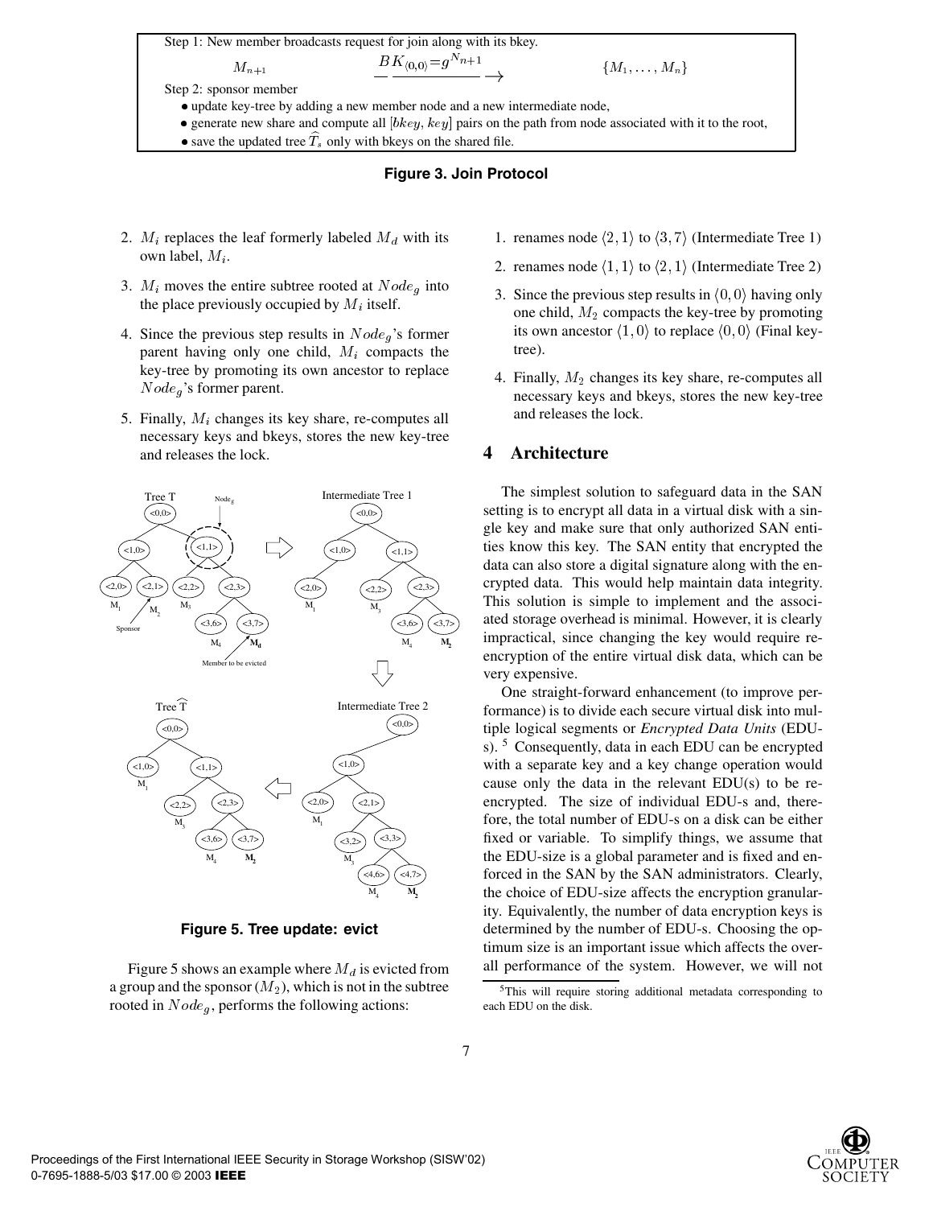Step 1: New member broadcasts request for join along with its bkey.

$$M_{n+1} \quad \xrightarrow{BK_{\langle 0,0\rangle}=g^{N_{n+1}}} \quad \{M_1, \ldots, M_n\}$$

Step 2: sponsor member

- update key-tree by adding a new member node and a new intermediate node,
- generate new share and compute all $[bkey, key]$ pairs on the path from node associated with it to the root,
- save the updated tree $\widehat{T}_s$ only with bkeys on the shared file.

**Figure 3. Join Protocol**

2. $M_i$ replaces the leaf formerly labeled $M_d$ with its own label, $M_i$.
3. $M_i$ moves the entire subtree rooted at $Node_g$ into the place previously occupied by $M_i$ itself.
4. Since the previous step results in $Node_g$'s former parent having only one child, $M_i$ compacts the key-tree by promoting its own ancestor to replace $Node_g$'s former parent.
5. Finally, $M_i$ changes its key share, re-computes all necessary keys and bkeys, stores the new key-tree and releases the lock.

**Figure 5. Tree update: evict**

Figure 5 shows an example where $M_d$ is evicted from a group and the sponsor ($M_2$), which is not in the subtree rooted in $Node_g$, performs the following actions:

1. renames node $\langle 2, 1\rangle$ to $\langle 3, 7\rangle$ (Intermediate Tree 1)
2. renames node $\langle 1, 1\rangle$ to $\langle 2, 1\rangle$ (Intermediate Tree 2)
3. Since the previous step results in $\langle 0, 0\rangle$ having only one child, $M_2$ compacts the key-tree by promoting its own ancestor $\langle 1, 0\rangle$ to replace $\langle 0, 0\rangle$ (Final key-tree).
4. Finally, $M_2$ changes its key share, re-computes all necessary keys and bkeys, stores the new key-tree and releases the lock.

## 4 Architecture

The simplest solution to safeguard data in the SAN setting is to encrypt all data in a virtual disk with a single key and make sure that only authorized SAN entities know this key. The SAN entity that encrypted the data can also store a digital signature along with the encrypted data. This would help maintain data integrity. This solution is simple to implement and the associated storage overhead is minimal. However, it is clearly impractical, since changing the key would require re-encryption of the entire virtual disk data, which can be very expensive.

One straight-forward enhancement (to improve performance) is to divide each secure virtual disk into multiple logical segments or *Encrypted Data Units* (EDU-s). [5] Consequently, data in each EDU can be encrypted with a separate key and a key change operation would cause only the data in the relevant EDU(s) to be re-encrypted. The size of individual EDU-s and, therefore, the total number of EDU-s on a disk can be either fixed or variable. To simplify things, we assume that the EDU-size is a global parameter and is fixed and enforced in the SAN by the SAN administrators. Clearly, the choice of EDU-size affects the encryption granularity. Equivalently, the number of data encryption keys is determined by the number of EDU-s. Choosing the optimum size is an important issue which affects the overall performance of the system. However, we will not

[5] This will require storing additional metadata corresponding to each EDU on the disk.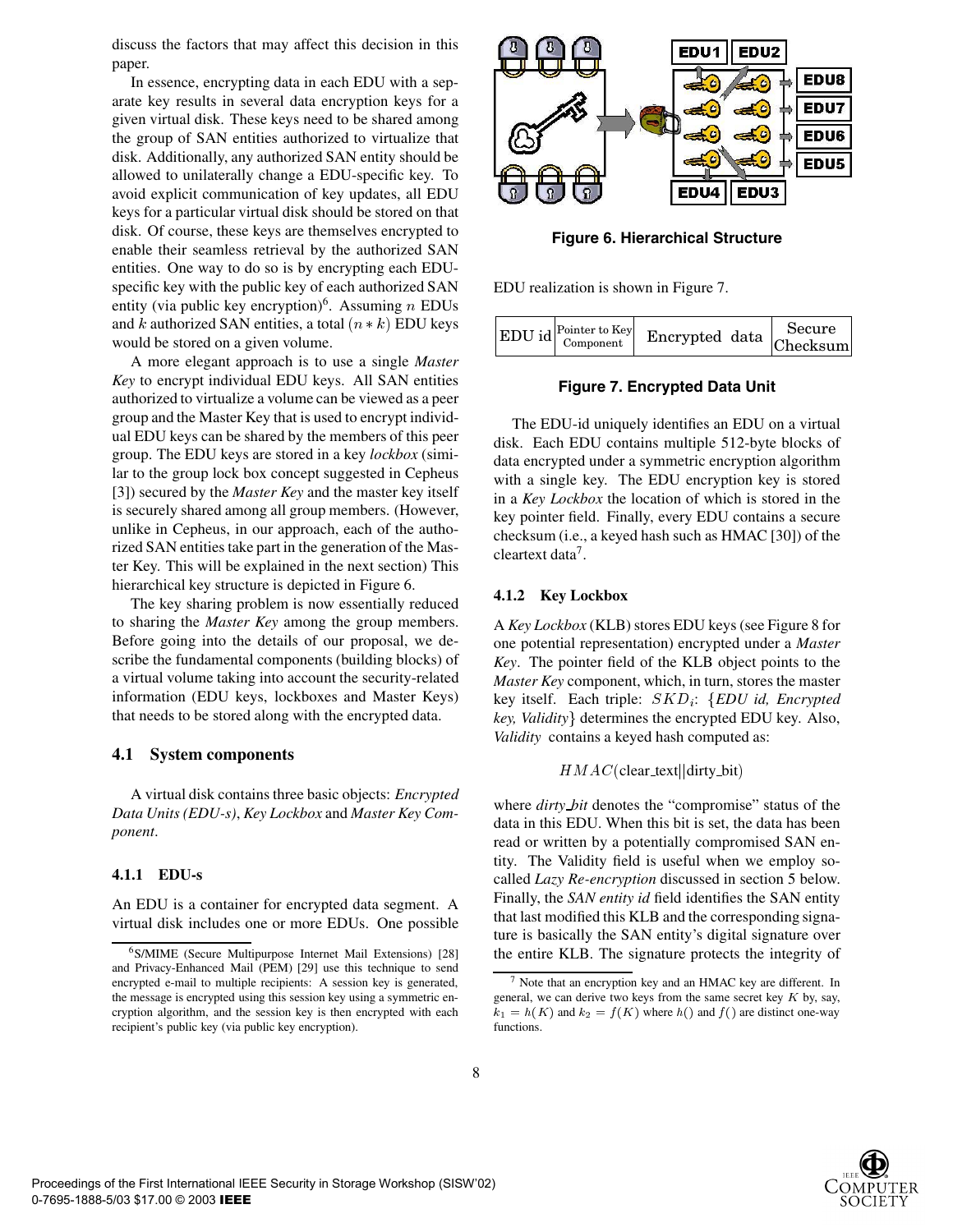discuss the factors that may affect this decision in this paper.

In essence, encrypting data in each EDU with a separate key results in several data encryption keys for a given virtual disk. These keys need to be shared among the group of SAN entities authorized to virtualize that disk. Additionally, any authorized SAN entity should be allowed to unilaterally change a EDU-specific key. To avoid explicit communication of key updates, all EDU keys for a particular virtual disk should be stored on that disk. Of course, these keys are themselves encrypted to enable their seamless retrieval by the authorized SAN entities. One way to do so is by encrypting each EDU-specific key with the public key of each authorized SAN entity (via public key encryption)[6]. Assuming $n$ EDUs and $k$ authorized SAN entities, a total $(n * k)$ EDU keys would be stored on a given volume.

A more elegant approach is to use a single *Master Key* to encrypt individual EDU keys. All SAN entities authorized to virtualize a volume can be viewed as a peer group and the Master Key that is used to encrypt individual EDU keys can be shared by the members of this peer group. The EDU keys are stored in a key *lockbox* (similar to the group lock box concept suggested in Cepheus [3]) secured by the *Master Key* and the master key itself is securely shared among all group members. (However, unlike in Cepheus, in our approach, each of the authorized SAN entities take part in the generation of the Master Key. This will be explained in the next section) This hierarchical key structure is depicted in Figure 6.

The key sharing problem is now essentially reduced to sharing the *Master Key* among the group members. Before going into the details of our proposal, we describe the fundamental components (building blocks) of a virtual volume taking into account the security-related information (EDU keys, lockboxes and Master Keys) that needs to be stored along with the encrypted data.

## 4.1 System components

A virtual disk contains three basic objects: *Encrypted Data Units (EDU-s)*, *Key Lockbox* and *Master Key Component*.

### 4.1.1 EDU-s

An EDU is a container for encrypted data segment. A virtual disk includes one or more EDUs. One possible EDU realization is shown in Figure 7.

EDU1 EDU2 EDU8 EDU7 EDU6 EDU5 EDU4 EDU3

**Figure 6. Hierarchical Structure**

| EDU id | Pointer to Key Component | Encrypted data | Secure Checksum |
|---|---|---|---|

**Figure 7. Encrypted Data Unit**

The EDU-id uniquely identifies an EDU on a virtual disk. Each EDU contains multiple 512-byte blocks of data encrypted under a symmetric encryption algorithm with a single key. The EDU encryption key is stored in a *Key Lockbox* the location of which is stored in the key pointer field. Finally, every EDU contains a secure checksum (i.e., a keyed hash such as HMAC [30]) of the cleartext data[7].

### 4.1.2 Key Lockbox

A *Key Lockbox* (KLB) stores EDU keys (see Figure 8 for one potential representation) encrypted under a *Master Key*. The pointer field of the KLB object points to the *Master Key* component, which, in turn, stores the master key itself. Each triple: $SKD_i$: {*EDU id, Encrypted key, Validity*} determines the encrypted EDU key. Also, *Validity* contains a keyed hash computed as:

$$HMAC(\text{clear\_text}||\text{dirty\_bit})$$

where *dirty_bit* denotes the "compromise" status of the data in this EDU. When this bit is set, the data has been read or written by a potentially compromised SAN entity. The Validity field is useful when we employ so-called *Lazy Re-encryption* discussed in section 5 below. Finally, the *SAN entity id* field identifies the SAN entity that last modified this KLB and the corresponding signature is basically the SAN entity's digital signature over the entire KLB. The signature protects the integrity of

[6] S/MIME (Secure Multipurpose Internet Mail Extensions) [28] and Privacy-Enhanced Mail (PEM) [29] use this technique to send encrypted e-mail to multiple recipients: A session key is generated, the message is encrypted using this session key using a symmetric encryption algorithm, and the session key is then encrypted with each recipient's public key (via public key encryption).

[7] Note that an encryption key and an HMAC key are different. In general, we can derive two keys from the same secret key $K$ by, say, $k_1 = h(K)$ and $k_2 = f(K)$ where $h()$ and $f()$ are distinct one-way functions.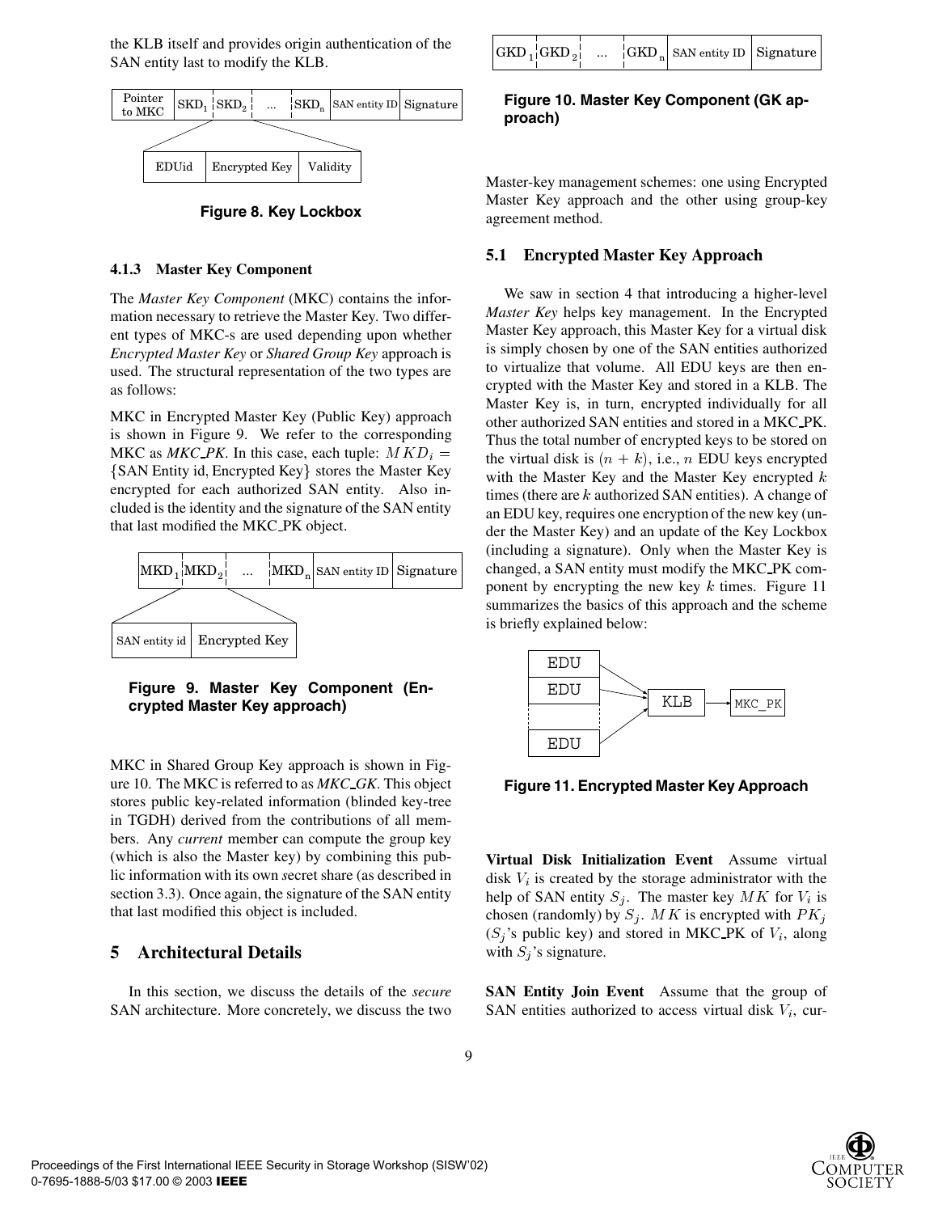the KLB itself and provides origin authentication of the SAN entity last to modify the KLB.

| Pointer to MKC | $SKD_1$ | $SKD_2$ | ... | $SKD_n$ | SAN entity ID | Signature |
|---|---|---|---|---|---|---|

| EDUid | Encrypted Key | Validity |
|---|---|---|

**Figure 8. Key Lockbox**

#### 4.1.3 Master Key Component

The *Master Key Component* (MKC) contains the information necessary to retrieve the Master Key. Two different types of MKC-s are used depending upon whether *Encrypted Master Key* or *Shared Group Key* approach is used. The structural representation of the two types are as follows:

MKC in Encrypted Master Key (Public Key) approach is shown in Figure 9. We refer to the corresponding MKC as *MKC_PK*. In this case, each tuple: $MKD_i = \{\text{SAN Entity id, Encrypted Key}\}$ stores the Master Key encrypted for each authorized SAN entity. Also included is the identity and the signature of the SAN entity that last modified the MKC_PK object.

| $MKD_1$ | $MKD_2$ | ... | $MKD_n$ | SAN entity ID | Signature |
|---|---|---|---|---|---|

| SAN entity id | Encrypted Key |
|---|---|

**Figure 9. Master Key Component (Encrypted Master Key approach)**

MKC in Shared Group Key approach is shown in Figure 10. The MKC is referred to as *MKC_GK*. This object stores public key-related information (blinded key-tree in TGDH) derived from the contributions of all members. Any *current* member can compute the group key (which is also the Master key) by combining this public information with its own *s*ecret share (as described in section 3.3). Once again, the signature of the SAN entity that last modified this object is included.

| $GKD_1$ | $GKD_2$ | ... | $GKD_n$ | SAN entity ID | Signature |
|---|---|---|---|---|---|

**Figure 10. Master Key Component (GK approach)**

## 5 Architectural Details

In this section, we discuss the details of the *secure* SAN architecture. More concretely, we discuss the two Master-key management schemes: one using Encrypted Master Key approach and the other using group-key agreement method.

### 5.1 Encrypted Master Key Approach

We saw in section 4 that introducing a higher-level *Master Key* helps key management. In the Encrypted Master Key approach, this Master Key for a virtual disk is simply chosen by one of the SAN entities authorized to virtualize that volume. All EDU keys are then encrypted with the Master Key and stored in a KLB. The Master Key is, in turn, encrypted individually for all other authorized SAN entities and stored in a MKC_PK. Thus the total number of encrypted keys to be stored on the virtual disk is $(n + k)$, i.e., $n$ EDU keys encrypted with the Master Key and the Master Key encrypted $k$ times (there are $k$ authorized SAN entities). A change of an EDU key, requires one encryption of the new key (under the Master Key) and an update of the Key Lockbox (including a signature). Only when the Master Key is changed, a SAN entity must modify the MKC_PK component by encrypting the new key $k$ times. Figure 11 summarizes the basics of this approach and the scheme is briefly explained below:

EDU, EDU, ..., EDU → KLB → MKC_PK

**Figure 11. Encrypted Master Key Approach**

**Virtual Disk Initialization Event** Assume virtual disk $V_i$ is created by the storage administrator with the help of SAN entity $S_j$. The master key $MK$ for $V_i$ is chosen (randomly) by $S_j$. $MK$ is encrypted with $PK_j$ ($S_j$'s public key) and stored in MKC_PK of $V_i$, along with $S_j$'s signature.

**SAN Entity Join Event** Assume that the group of SAN entities authorized to access virtual disk $V_i$, cur-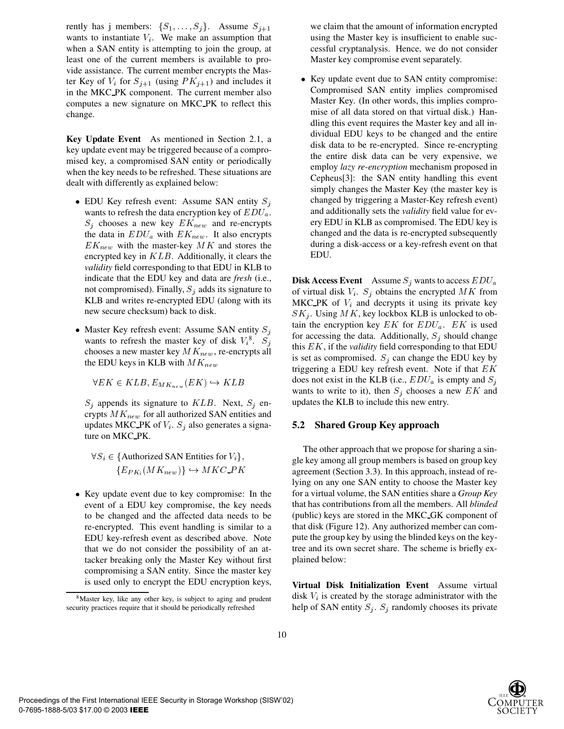rently has j members: $\{S_1, \ldots, S_j\}$. Assume $S_{j+1}$ wants to instantiate $V_i$. We make an assumption that when a SAN entity is attempting to join the group, at least one of the current members is available to provide assistance. The current member encrypts the Master Key of $V_i$ for $S_{j+1}$ (using $PK_{j+1}$) and includes it in the MKC_PK component. The current member also computes a new signature on MKC_PK to reflect this change.

**Key Update Event** As mentioned in Section 2.1, a key update event may be triggered because of a compromised key, a compromised SAN entity or periodically when the key needs to be refreshed. These situations are dealt with differently as explained below:

- EDU Key refresh event: Assume SAN entity $S_j$ wants to refresh the data encryption key of $EDU_a$. $S_j$ chooses a new key $EK_{new}$ and re-encrypts the data in $EDU_a$ with $EK_{new}$. It also encrypts $EK_{new}$ with the master-key $MK$ and stores the encrypted key in $KLB$. Additionally, it clears the *validity* field corresponding to that EDU in KLB to indicate that the EDU key and data are *fresh* (i.e., not compromised). Finally, $S_j$ adds its signature to KLB and writes re-encrypted EDU (along with its new secure checksum) back to disk.

- Master Key refresh event: Assume SAN entity $S_j$ wants to refresh the master key of disk $V_i$[8]. $S_j$ chooses a new master key $MK_{new}$, re-encrypts all the EDU keys in KLB with $MK_{new}$

  $$\forall EK \in KLB, E_{MK_{new}}(EK) \hookrightarrow KLB$$

  $S_j$ appends its signature to $KLB$. Next, $S_j$ encrypts $MK_{new}$ for all authorized SAN entities and updates MKC_PK of $V_i$. $S_j$ also generates a signature on MKC_PK.

  $$\forall S_i \in \{\text{Authorized SAN Entities for } V_i\}, \\ \{E_{PK_i}(MK_{new})\} \hookrightarrow MKC\_PK$$

- Key update event due to key compromise: In the event of a EDU key compromise, the key needs to be changed and the affected data needs to be re-encrypted. This event handling is similar to a EDU key-refresh event as described above. Note that we do not consider the possibility of an attacker breaking only the Master Key without first compromising a SAN entity. Since the master key is used only to encrypt the EDU encryption keys, we claim that the amount of information encrypted using the Master key is insufficient to enable successful cryptanalysis. Hence, we do not consider Master key compromise event separately.

- Key update event due to SAN entity compromise: Compromised SAN entity implies compromised Master Key. (In other words, this implies compromise of all data stored on that virtual disk.) Handling this event requires the Master key and all individual EDU keys to be changed and the entire disk data to be re-encrypted. Since re-encrypting the entire disk data can be very expensive, we employ *lazy re-encryption* mechanism proposed in Cepheus[3]: the SAN entity handling this event simply changes the Master Key (the master key is changed by triggering a Master-Key refresh event) and additionally sets the *validity* field value for every EDU in KLB as compromised. The EDU key is changed and the data is re-encrypted subsequently during a disk-access or a key-refresh event on that EDU.

**Disk Access Event** Assume $S_j$ wants to access $EDU_a$ of virtual disk $V_i$. $S_j$ obtains the encrypted $MK$ from MKC_PK of $V_i$ and decrypts it using its private key $SK_j$. Using $MK$, key lockbox KLB is unlocked to obtain the encryption key $EK$ for $EDU_a$. $EK$ is used for accessing the data. Additionally, $S_j$ should change this $EK$, if the *validity* field corresponding to that EDU is set as compromised. $S_j$ can change the EDU key by triggering a EDU key refresh event. Note if that $EK$ does not exist in the KLB (i.e., $EDU_a$ is empty and $S_j$ wants to write to it), then $S_j$ chooses a new $EK$ and updates the KLB to include this new entry.

### 5.2 Shared Group Key approach

The other approach that we propose for sharing a single key among all group members is based on group key agreement (Section 3.3). In this approach, instead of relying on any one SAN entity to choose the Master key for a virtual volume, the SAN entities share a *Group Key* that has contributions from all the members. All *blinded* (public) keys are stored in the MKC_GK component of that disk (Figure 12). Any authorized member can compute the group key by using the blinded keys on the key-tree and its own secret share. The scheme is briefly explained below:

**Virtual Disk Initialization Event** Assume virtual disk $V_i$ is created by the storage administrator with the help of SAN entity $S_j$. $S_j$ randomly chooses its private

[8] Master key, like any other key, is subject to aging and prudent security practices require that it should be periodically refreshed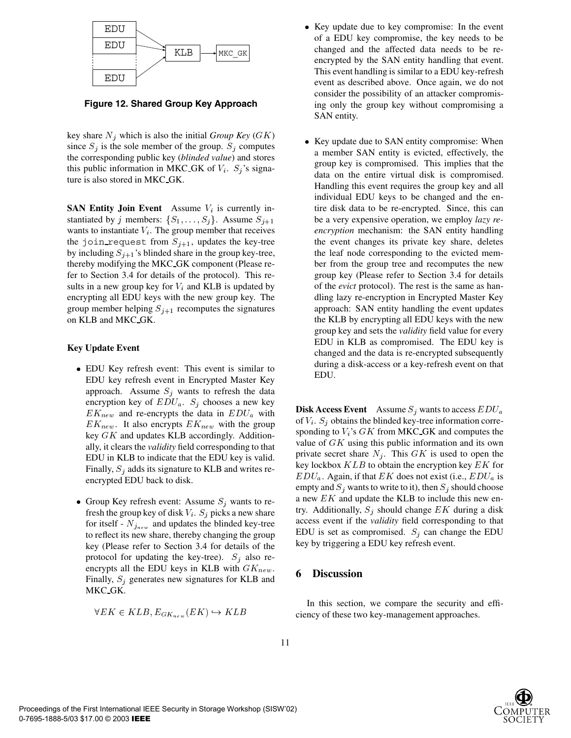EDU

EDU

EDU

KLB

MKC_GK

**Figure 12. Shared Group Key Approach**

key share $N_j$ which is also the initial *Group Key* ($GK$) since $S_j$ is the sole member of the group. $S_j$ computes the corresponding public key (*blinded value*) and stores this public information in MKC_GK of $V_i$. $S_j$'s signature is also stored in MKC_GK.

**SAN Entity Join Event** Assume $V_i$ is currently instantiated by $j$ members: $\{S_1, \ldots, S_j\}$. Assume $S_{j+1}$ wants to instantiate $V_i$. The group member that receives the `join_request` from $S_{j+1}$, updates the key-tree by including $S_{j+1}$'s blinded share in the group key-tree, thereby modifying the MKC_GK component (Please refer to Section 3.4 for details of the protocol). This results in a new group key for $V_i$ and KLB is updated by encrypting all EDU keys with the new group key. The group member helping $S_{j+1}$ recomputes the signatures on KLB and MKC_GK.

**Key Update Event**

- EDU Key refresh event: This event is similar to EDU key refresh event in Encrypted Master Key approach. Assume $S_j$ wants to refresh the data encryption key of $EDU_a$. $S_j$ chooses a new key $EK_{new}$ and re-encrypts the data in $EDU_a$ with $EK_{new}$. It also encrypts $EK_{new}$ with the group key $GK$ and updates KLB accordingly. Additionally, it clears the *validity* field corresponding to that EDU in KLB to indicate that the EDU key is valid. Finally, $S_j$ adds its signature to KLB and writes re-encrypted EDU back to disk.

- Group Key refresh event: Assume $S_j$ wants to refresh the group key of disk $V_i$. $S_j$ picks a new share for itself - $N_{j_{new}}$ and updates the blinded key-tree to reflect its new share, thereby changing the group key (Please refer to Section 3.4 for details of the protocol for updating the key-tree). $S_j$ also re-encrypts all the EDU keys in KLB with $GK_{new}$. Finally, $S_j$ generates new signatures for KLB and MKC_GK.

$$\forall EK \in KLB, E_{GK_{new}}(EK) \hookrightarrow KLB$$

- Key update due to key compromise: In the event of a EDU key compromise, the key needs to be changed and the affected data needs to be re-encrypted by the SAN entity handling that event. This event handling is similar to a EDU key-refresh event as described above. Once again, we do not consider the possibility of an attacker compromising only the group key without compromising a SAN entity.

- Key update due to SAN entity compromise: When a member SAN entity is evicted, effectively, the group key is compromised. This implies that the data on the entire virtual disk is compromised. Handling this event requires the group key and all individual EDU keys to be changed and the entire disk data to be re-encrypted. Since, this can be a very expensive operation, we employ *lazy re-encryption* mechanism: the SAN entity handling the event changes its private key share, deletes the leaf node corresponding to the evicted member from the group tree and recomputes the new group key (Please refer to Section 3.4 for details of the *evict* protocol). The rest is the same as handling lazy re-encryption in Encrypted Master Key approach: SAN entity handling the event updates the KLB by encrypting all EDU keys with the new group key and sets the *validity* field value for every EDU in KLB as compromised. The EDU key is changed and the data is re-encrypted subsequently during a disk-access or a key-refresh event on that EDU.

**Disk Access Event** Assume $S_j$ wants to access $EDU_a$ of $V_i$. $S_j$ obtains the blinded key-tree information corresponding to $V_i$'s $GK$ from MKC_GK and computes the value of $GK$ using this public information and its own private secret share $N_j$. This $GK$ is used to open the key lockbox $KLB$ to obtain the encryption key $EK$ for $EDU_a$. Again, if that $EK$ does not exist (i.e., $EDU_a$ is empty and $S_j$ wants to write to it), then $S_j$ should choose a new $EK$ and update the KLB to include this new entry. Additionally, $S_j$ should change $EK$ during a disk access event if the *validity* field corresponding to that EDU is set as compromised. $S_j$ can change the EDU key by triggering a EDU key refresh event.

## 6 Discussion

In this section, we compare the security and efficiency of these two key-management approaches.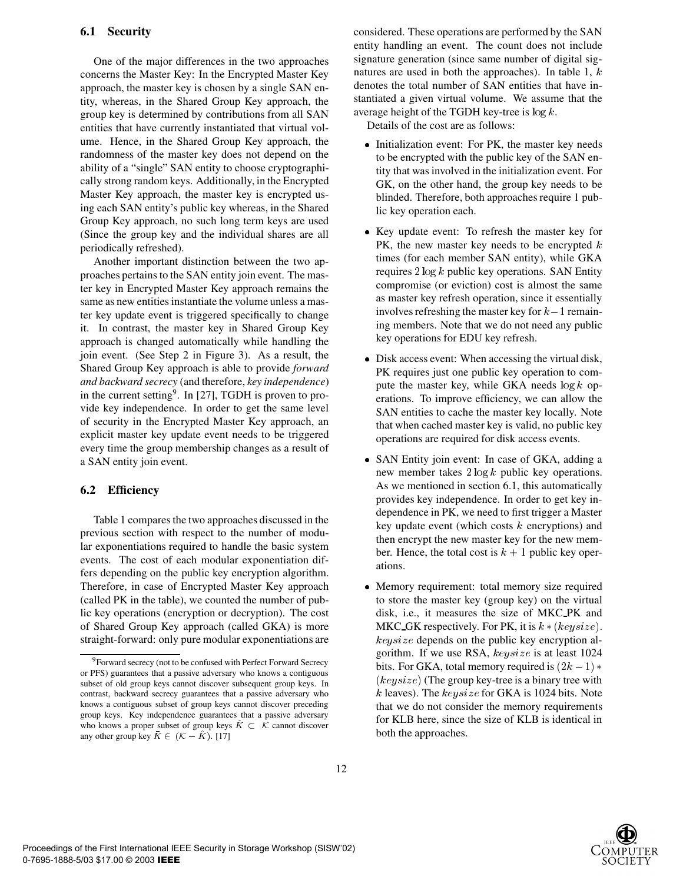### 6.1 Security

One of the major differences in the two approaches concerns the Master Key: In the Encrypted Master Key approach, the master key is chosen by a single SAN entity, whereas, in the Shared Group Key approach, the group key is determined by contributions from all SAN entities that have currently instantiated that virtual volume. Hence, in the Shared Group Key approach, the randomness of the master key does not depend on the ability of a "single" SAN entity to choose cryptographically strong random keys. Additionally, in the Encrypted Master Key approach, the master key is encrypted using each SAN entity's public key whereas, in the Shared Group Key approach, no such long term keys are used (Since the group key and the individual shares are all periodically refreshed).

Another important distinction between the two approaches pertains to the SAN entity join event. The master key in Encrypted Master Key approach remains the same as new entities instantiate the volume unless a master key update event is triggered specifically to change it. In contrast, the master key in Shared Group Key approach is changed automatically while handling the join event. (See Step 2 in Figure 3). As a result, the Shared Group Key approach is able to provide *forward and backward secrecy* (and therefore, *key independence*) in the current setting[9]. In [27], TGDH is proven to provide key independence. In order to get the same level of security in the Encrypted Master Key approach, an explicit master key update event needs to be triggered every time the group membership changes as a result of a SAN entity join event.

### 6.2 Efficiency

Table 1 compares the two approaches discussed in the previous section with respect to the number of modular exponentiations required to handle the basic system events. The cost of each modular exponentiation differs depending on the public key encryption algorithm. Therefore, in case of Encrypted Master Key approach (called PK in the table), we counted the number of public key operations (encryption or decryption). The cost of Shared Group Key approach (called GKA) is more straight-forward: only pure modular exponentiations are considered. These operations are performed by the SAN entity handling an event. The count does not include signature generation (since same number of digital signatures are used in both the approaches). In table 1, $k$ denotes the total number of SAN entities that have instantiated a given virtual volume. We assume that the average height of the TGDH key-tree is $\log k$.

Details of the cost are as follows:

- Initialization event: For PK, the master key needs to be encrypted with the public key of the SAN entity that was involved in the initialization event. For GK, on the other hand, the group key needs to be blinded. Therefore, both approaches require 1 public key operation each.
- Key update event: To refresh the master key for PK, the new master key needs to be encrypted $k$ times (for each member SAN entity), while GKA requires $2 \log k$ public key operations. SAN Entity compromise (or eviction) cost is almost the same as master key refresh operation, since it essentially involves refreshing the master key for $k-1$ remaining members. Note that we do not need any public key operations for EDU key refresh.
- Disk access event: When accessing the virtual disk, PK requires just one public key operation to compute the master key, while GKA needs $\log k$ operations. To improve efficiency, we can allow the SAN entities to cache the master key locally. Note that when cached master key is valid, no public key operations are required for disk access events.
- SAN Entity join event: In case of GKA, adding a new member takes $2 \log k$ public key operations. As we mentioned in section 6.1, this automatically provides key independence. In order to get key independence in PK, we need to first trigger a Master key update event (which costs $k$ encryptions) and then encrypt the new master key for the new member. Hence, the total cost is $k + 1$ public key operations.
- Memory requirement: total memory size required to store the master key (group key) on the virtual disk, i.e., it measures the size of MKC_PK and MKC_GK respectively. For PK, it is $k * (keysize)$. $keysize$ depends on the public key encryption algorithm. If we use RSA, $keysize$ is at least 1024 bits. For GKA, total memory required is $(2k-1) * (keysize)$ (The group key-tree is a binary tree with $k$ leaves). The $keysize$ for GKA is 1024 bits. Note that we do not consider the memory requirements for KLB here, since the size of KLB is identical in both the approaches.

[9] Forward secrecy (not to be confused with Perfect Forward Secrecy or PFS) guarantees that a passive adversary who knows a contiguous subset of old group keys cannot discover subsequent group keys. In contrast, backward secrecy guarantees that a passive adversary who knows a contiguous subset of group keys cannot discover preceding group keys. Key independence guarantees that a passive adversary who knows a proper subset of group keys $\hat{K} \subset \mathcal{K}$ cannot discover any other group key $\bar{K} \in (\mathcal{K} - \hat{K})$. [17]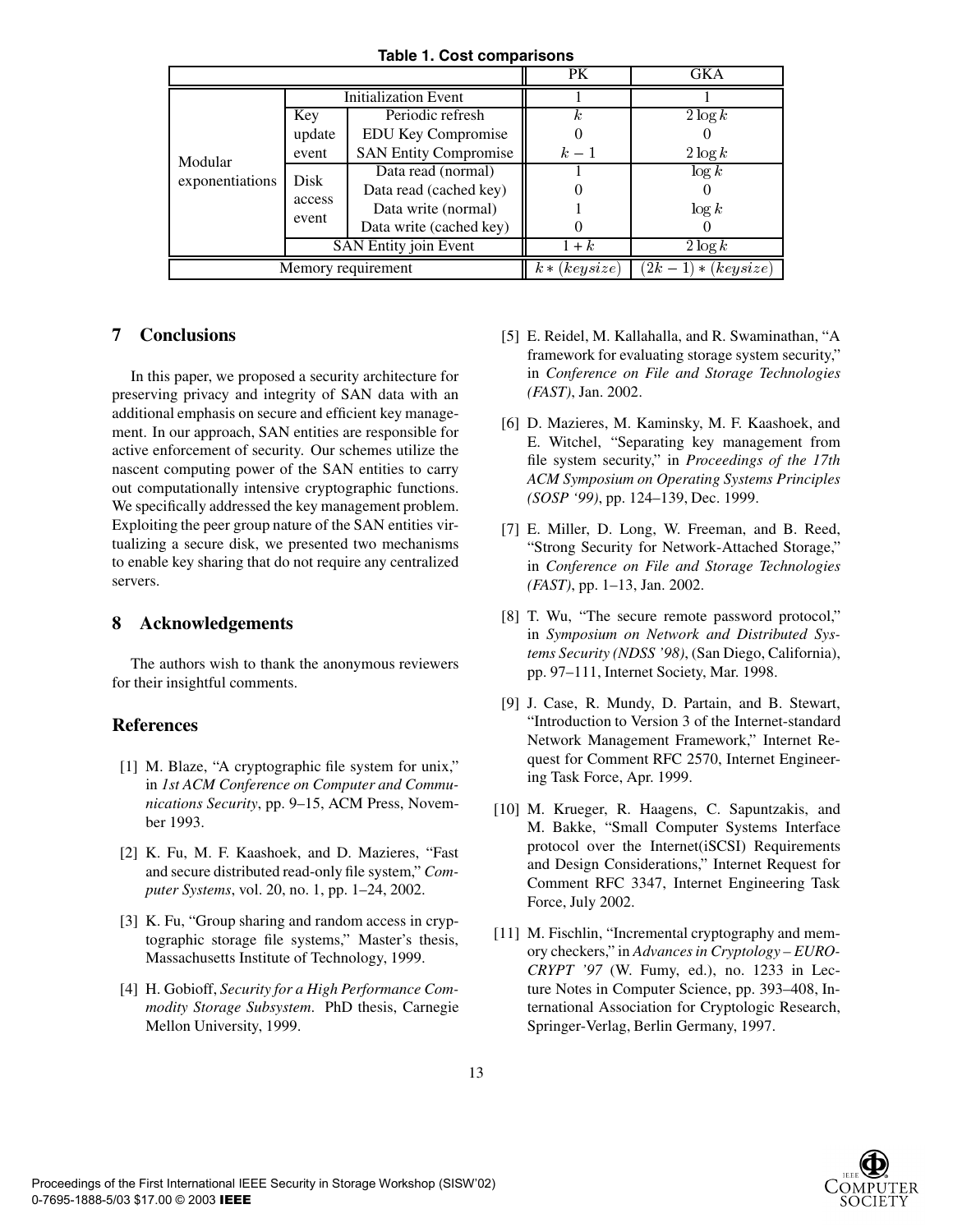**Table 1. Cost comparisons**

| | | | PK | GKA |
|---|---|---|---|---|
| Modular exponentiations | Initialization Event | | 1 | 1 |
| | Key update event | Periodic refresh | $k$ | $2 \log k$ |
| | | EDU Key Compromise | 0 | 0 |
| | | SAN Entity Compromise | $k-1$ | $2 \log k$ |
| | Disk access event | Data read (normal) | 1 | $\log k$ |
| | | Data read (cached key) | 0 | 0 |
| | | Data write (normal) | 1 | $\log k$ |
| | | Data write (cached key) | 0 | 0 |
| | SAN Entity join Event | | $1+k$ | $2 \log k$ |
| Memory requirement | | | $k * (keysize)$ | $(2k-1) * (keysize)$ |

## 7 Conclusions

In this paper, we proposed a security architecture for preserving privacy and integrity of SAN data with an additional emphasis on secure and efficient key management. In our approach, SAN entities are responsible for active enforcement of security. Our schemes utilize the nascent computing power of the SAN entities to carry out computationally intensive cryptographic functions. We specifically addressed the key management problem. Exploiting the peer group nature of the SAN entities virtualizing a secure disk, we presented two mechanisms to enable key sharing that do not require any centralized servers.

## 8 Acknowledgements

The authors wish to thank the anonymous reviewers for their insightful comments.

## References

[1] M. Blaze, "A cryptographic file system for unix," in *1st ACM Conference on Computer and Communications Security*, pp. 9–15, ACM Press, November 1993.

[2] K. Fu, M. F. Kaashoek, and D. Mazieres, "Fast and secure distributed read-only file system," *Computer Systems*, vol. 20, no. 1, pp. 1–24, 2002.

[3] K. Fu, "Group sharing and random access in cryptographic storage file systems," Master's thesis, Massachusetts Institute of Technology, 1999.

[4] H. Gobioff, *Security for a High Performance Commodity Storage Subsystem*. PhD thesis, Carnegie Mellon University, 1999.

[5] E. Reidel, M. Kallahalla, and R. Swaminathan, "A framework for evaluating storage system security," in *Conference on File and Storage Technologies (FAST)*, Jan. 2002.

[6] D. Mazieres, M. Kaminsky, M. F. Kaashoek, and E. Witchel, "Separating key management from file system security," in *Proceedings of the 17th ACM Symposium on Operating Systems Principles (SOSP '99)*, pp. 124–139, Dec. 1999.

[7] E. Miller, D. Long, W. Freeman, and B. Reed, "Strong Security for Network-Attached Storage," in *Conference on File and Storage Technologies (FAST)*, pp. 1–13, Jan. 2002.

[8] T. Wu, "The secure remote password protocol," in *Symposium on Network and Distributed Systems Security (NDSS '98)*, (San Diego, California), pp. 97–111, Internet Society, Mar. 1998.

[9] J. Case, R. Mundy, D. Partain, and B. Stewart, "Introduction to Version 3 of the Internet-standard Network Management Framework," Internet Request for Comment RFC 2570, Internet Engineering Task Force, Apr. 1999.

[10] M. Krueger, R. Haagens, C. Sapuntzakis, and M. Bakke, "Small Computer Systems Interface protocol over the Internet(iSCSI) Requirements and Design Considerations," Internet Request for Comment RFC 3347, Internet Engineering Task Force, July 2002.

[11] M. Fischlin, "Incremental cryptography and memory checkers," in *Advances in Cryptology – EUROCRYPT '97* (W. Fumy, ed.), no. 1233 in Lecture Notes in Computer Science, pp. 393–408, International Association for Cryptologic Research, Springer-Verlag, Berlin Germany, 1997.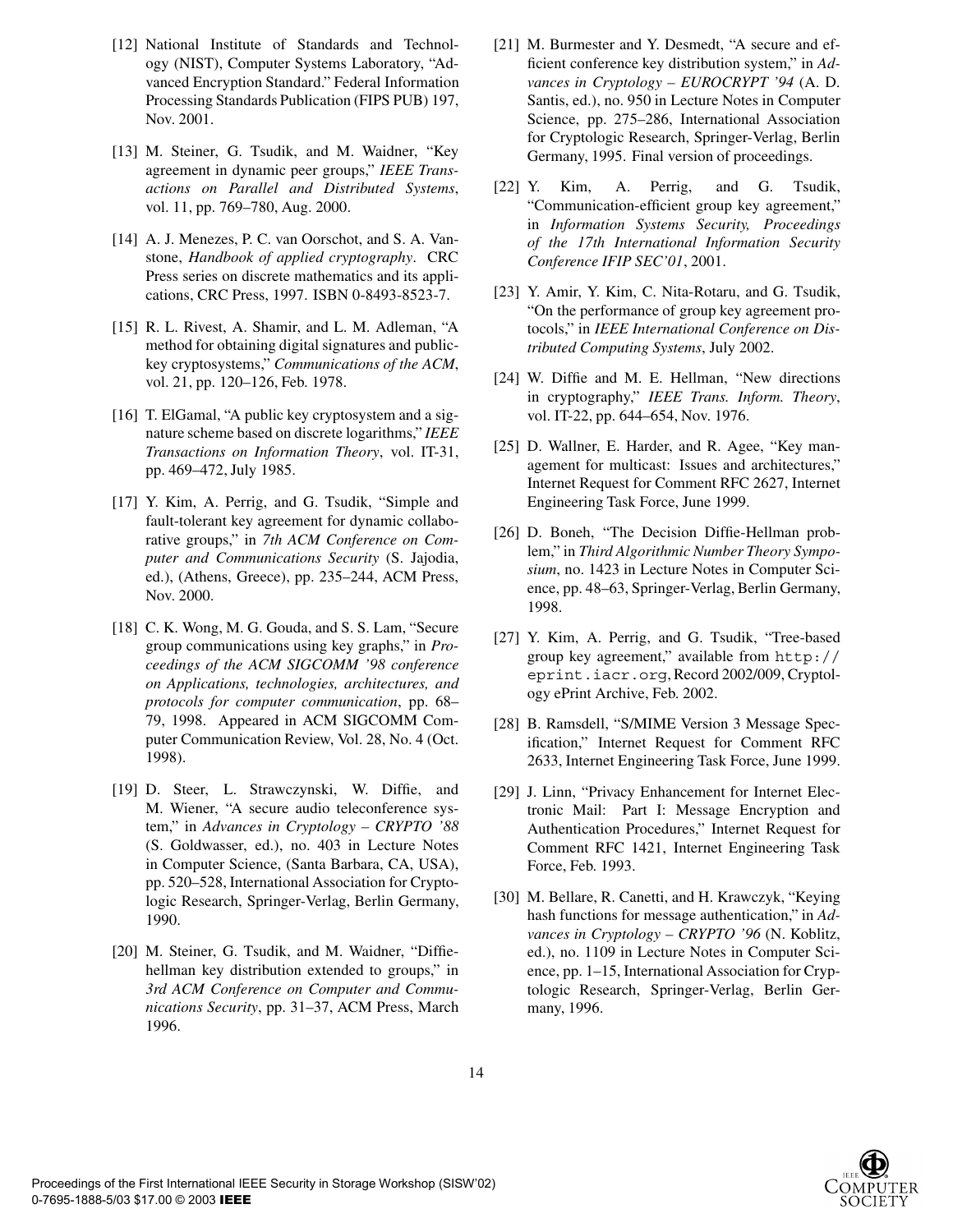[12] National Institute of Standards and Technology (NIST), Computer Systems Laboratory, "Advanced Encryption Standard." Federal Information Processing Standards Publication (FIPS PUB) 197, Nov. 2001.

[13] M. Steiner, G. Tsudik, and M. Waidner, "Key agreement in dynamic peer groups," *IEEE Transactions on Parallel and Distributed Systems*, vol. 11, pp. 769–780, Aug. 2000.

[14] A. J. Menezes, P. C. van Oorschot, and S. A. Vanstone, *Handbook of applied cryptography*. CRC Press series on discrete mathematics and its applications, CRC Press, 1997. ISBN 0-8493-8523-7.

[15] R. L. Rivest, A. Shamir, and L. M. Adleman, "A method for obtaining digital signatures and public-key cryptosystems," *Communications of the ACM*, vol. 21, pp. 120–126, Feb. 1978.

[16] T. ElGamal, "A public key cryptosystem and a signature scheme based on discrete logarithms," *IEEE Transactions on Information Theory*, vol. IT-31, pp. 469–472, July 1985.

[17] Y. Kim, A. Perrig, and G. Tsudik, "Simple and fault-tolerant key agreement for dynamic collaborative groups," in *7th ACM Conference on Computer and Communications Security* (S. Jajodia, ed.), (Athens, Greece), pp. 235–244, ACM Press, Nov. 2000.

[18] C. K. Wong, M. G. Gouda, and S. S. Lam, "Secure group communications using key graphs," in *Proceedings of the ACM SIGCOMM '98 conference on Applications, technologies, architectures, and protocols for computer communication*, pp. 68–79, 1998. Appeared in ACM SIGCOMM Computer Communication Review, Vol. 28, No. 4 (Oct. 1998).

[19] D. Steer, L. Strawczynski, W. Diffie, and M. Wiener, "A secure audio teleconference system," in *Advances in Cryptology – CRYPTO '88* (S. Goldwasser, ed.), no. 403 in Lecture Notes in Computer Science, (Santa Barbara, CA, USA), pp. 520–528, International Association for Cryptologic Research, Springer-Verlag, Berlin Germany, 1990.

[20] M. Steiner, G. Tsudik, and M. Waidner, "Diffie-hellman key distribution extended to groups," in *3rd ACM Conference on Computer and Communications Security*, pp. 31–37, ACM Press, March 1996.

[21] M. Burmester and Y. Desmedt, "A secure and efficient conference key distribution system," in *Advances in Cryptology – EUROCRYPT '94* (A. D. Santis, ed.), no. 950 in Lecture Notes in Computer Science, pp. 275–286, International Association for Cryptologic Research, Springer-Verlag, Berlin Germany, 1995. Final version of proceedings.

[22] Y. Kim, A. Perrig, and G. Tsudik, "Communication-efficient group key agreement," in *Information Systems Security, Proceedings of the 17th International Information Security Conference IFIP SEC'01*, 2001.

[23] Y. Amir, Y. Kim, C. Nita-Rotaru, and G. Tsudik, "On the performance of group key agreement protocols," in *IEEE International Conference on Distributed Computing Systems*, July 2002.

[24] W. Diffie and M. E. Hellman, "New directions in cryptography," *IEEE Trans. Inform. Theory*, vol. IT-22, pp. 644–654, Nov. 1976.

[25] D. Wallner, E. Harder, and R. Agee, "Key management for multicast: Issues and architectures," Internet Request for Comment RFC 2627, Internet Engineering Task Force, June 1999.

[26] D. Boneh, "The Decision Diffie-Hellman problem," in *Third Algorithmic Number Theory Symposium*, no. 1423 in Lecture Notes in Computer Science, pp. 48–63, Springer-Verlag, Berlin Germany, 1998.

[27] Y. Kim, A. Perrig, and G. Tsudik, "Tree-based group key agreement," available from `http://eprint.iacr.org`, Record 2002/009, Cryptology ePrint Archive, Feb. 2002.

[28] B. Ramsdell, "S/MIME Version 3 Message Specification," Internet Request for Comment RFC 2633, Internet Engineering Task Force, June 1999.

[29] J. Linn, "Privacy Enhancement for Internet Electronic Mail: Part I: Message Encryption and Authentication Procedures," Internet Request for Comment RFC 1421, Internet Engineering Task Force, Feb. 1993.

[30] M. Bellare, R. Canetti, and H. Krawczyk, "Keying hash functions for message authentication," in *Advances in Cryptology – CRYPTO '96* (N. Koblitz, ed.), no. 1109 in Lecture Notes in Computer Science, pp. 1–15, International Association for Cryptologic Research, Springer-Verlag, Berlin Germany, 1996.